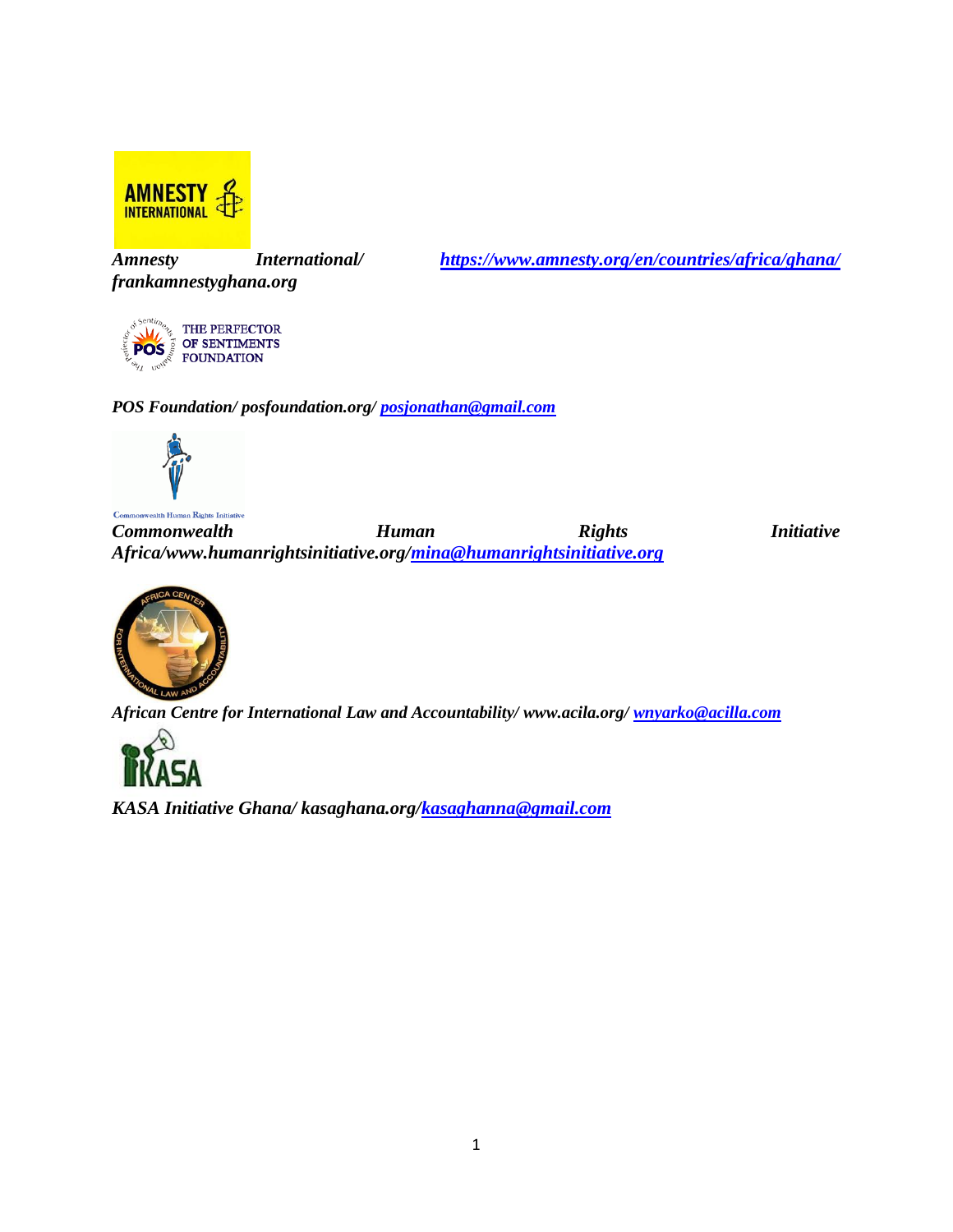*Amnesty International/ https://www.amnesty.org/en/countries/africa/ghana/ frankamnestyghana.org*

*POS Foundation/ posfoundation.org/ posjonathan@gmail.com*

*Commonwealth Human Rights Initiative Africa/www.humanrightsinitiative.org/mina@humanrightsinitiative.org*

*African Centre for International Law and Accountability/ www.acila.org/ wnyarko@acilla.com*

*KASA Initiative Ghana/ kasaghana.org/kasaghanna@gmail.com*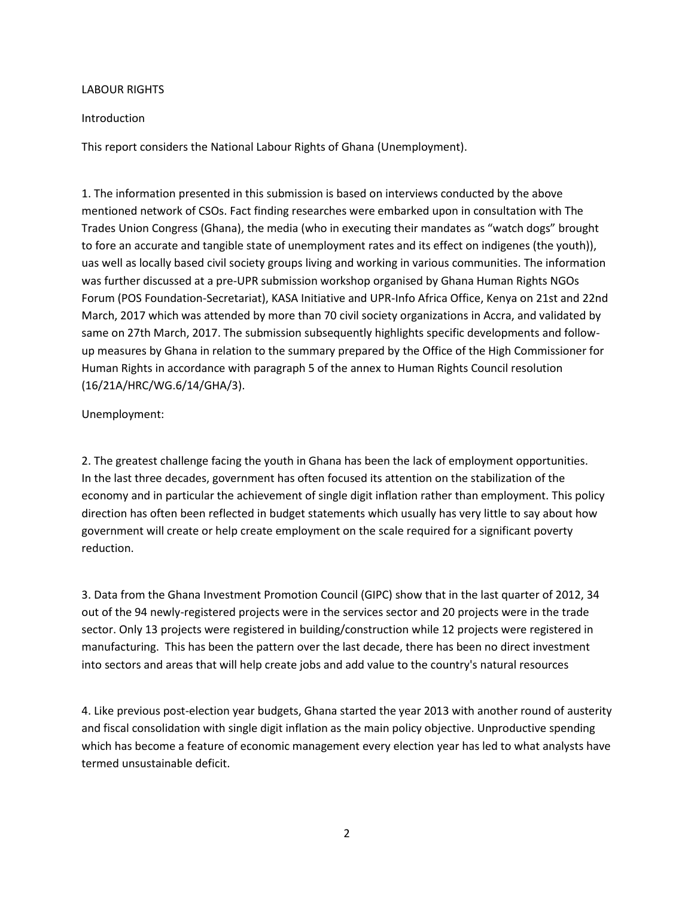LABOUR RIGHTS

Introduction

This report considers the National Labour Rights of Ghana (Unemployment).

1. The information presented in this submission is based on interviews conducted by the above mentioned network of CSOs. Fact finding researches were embarked upon in consultation with The Trades Union Congress (Ghana), the media (who in executing their mandates as "watch dogs" brought to fore an accurate and tangible state of unemployment rates and its effect on indigenes (the youth)), uas well as locally based civil society groups living and working in various communities. The information was further discussed at a pre-UPR submission workshop organised by Ghana Human Rights NGOs Forum (POS Foundation-Secretariat), KASA Initiative and UPR-Info Africa Office, Kenya on 21st and 22nd March, 2017 which was attended by more than 70 civil society organizations in Accra, and validated by same on 27th March, 2017. The submission subsequently highlights specific developments and follow-up measures by Ghana in relation to the summary prepared by the Office of the High Commissioner for Human Rights in accordance with paragraph 5 of the annex to Human Rights Council resolution (16/21A/HRC/WG.6/14/GHA/3).

Unemployment:

2. The greatest challenge facing the youth in Ghana has been the lack of employment opportunities. In the last three decades, government has often focused its attention on the stabilization of the economy and in particular the achievement of single digit inflation rather than employment. This policy direction has often been reflected in budget statements which usually has very little to say about how government will create or help create employment on the scale required for a significant poverty reduction.

3. Data from the Ghana Investment Promotion Council (GIPC) show that in the last quarter of 2012, 34 out of the 94 newly-registered projects were in the services sector and 20 projects were in the trade sector. Only 13 projects were registered in building/construction while 12 projects were registered in manufacturing. This has been the pattern over the last decade, there has been no direct investment into sectors and areas that will help create jobs and add value to the country's natural resources

4. Like previous post-election year budgets, Ghana started the year 2013 with another round of austerity and fiscal consolidation with single digit inflation as the main policy objective. Unproductive spending which has become a feature of economic management every election year has led to what analysts have termed unsustainable deficit.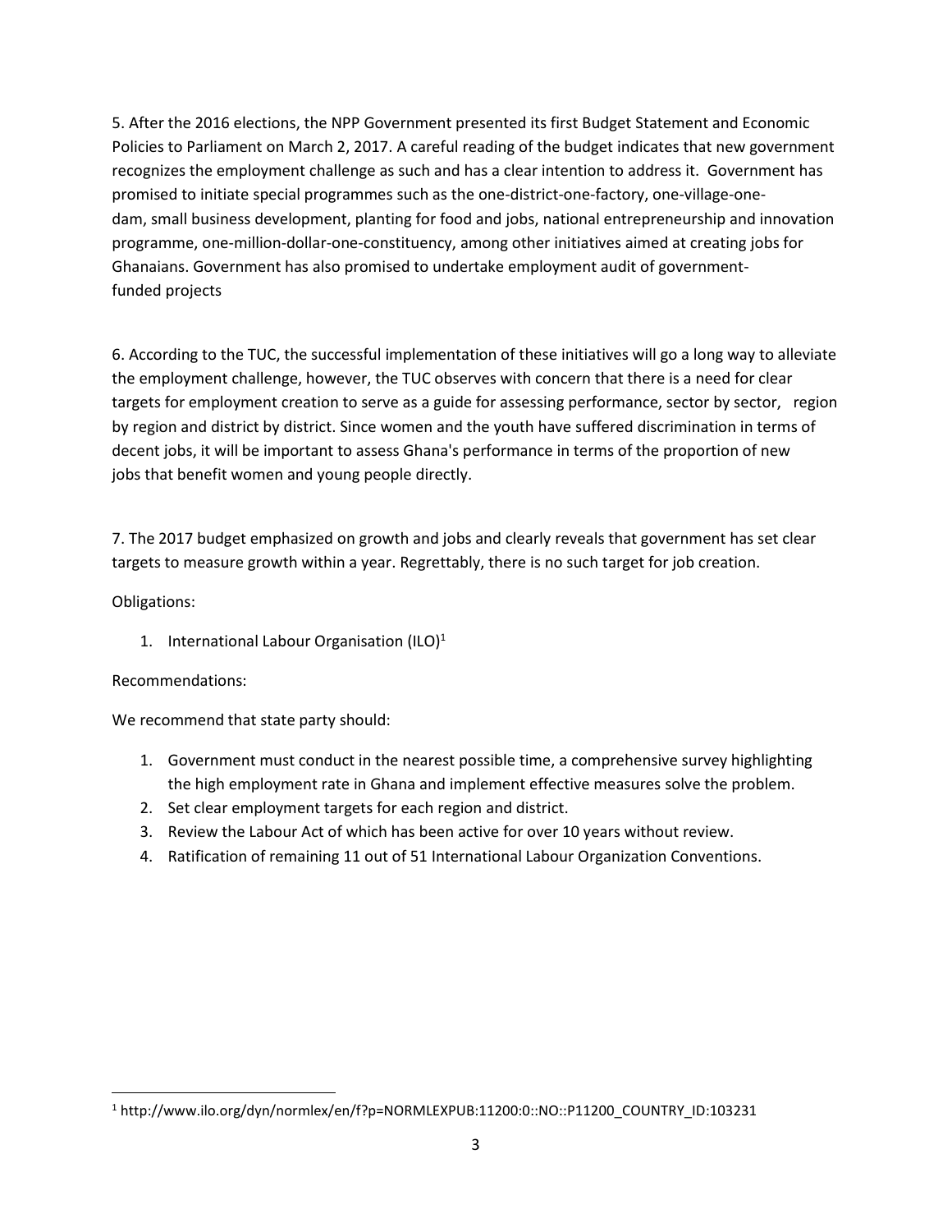5. After the 2016 elections, the NPP Government presented its first Budget Statement and Economic Policies to Parliament on March 2, 2017. A careful reading of the budget indicates that new government recognizes the employment challenge as such and has a clear intention to address it. Government has promised to initiate special programmes such as the one-district-one-factory, one-village-one-dam, small business development, planting for food and jobs, national entrepreneurship and innovation programme, one-million-dollar-one-constituency, among other initiatives aimed at creating jobs for Ghanaians. Government has also promised to undertake employment audit of government-funded projects

6. According to the TUC, the successful implementation of these initiatives will go a long way to alleviate the employment challenge, however, the TUC observes with concern that there is a need for clear targets for employment creation to serve as a guide for assessing performance, sector by sector, region by region and district by district. Since women and the youth have suffered discrimination in terms of decent jobs, it will be important to assess Ghana's performance in terms of the proportion of new jobs that benefit women and young people directly.

7. The 2017 budget emphasized on growth and jobs and clearly reveals that government has set clear targets to measure growth within a year. Regrettably, there is no such target for job creation.

Obligations:

1. International Labour Organisation (ILO)[1]

Recommendations:

We recommend that state party should:

1. Government must conduct in the nearest possible time, a comprehensive survey highlighting the high employment rate in Ghana and implement effective measures solve the problem.
2. Set clear employment targets for each region and district.
3. Review the Labour Act of which has been active for over 10 years without review.
4. Ratification of remaining 11 out of 51 International Labour Organization Conventions.

[1] http://www.ilo.org/dyn/normlex/en/f?p=NORMLEXPUB:11200:0::NO::P11200_COUNTRY_ID:103231